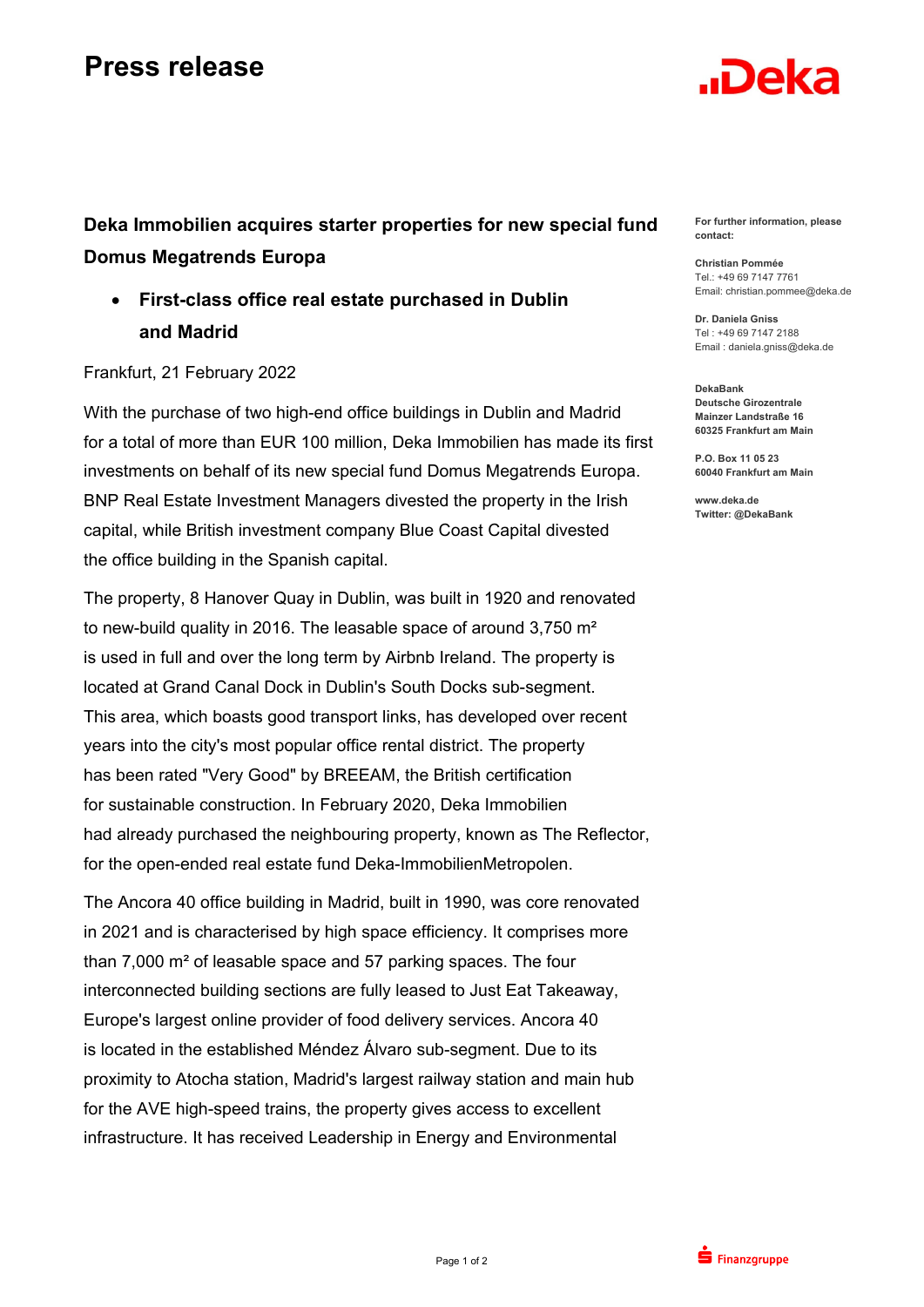# Press release

**Deka Immobilien acquires starter properties for new special fund Domus Megatrends Europa**

- **First-class office real estate purchased in Dublin and Madrid**

Frankfurt, 21 February 2022

With the purchase of two high-end office buildings in Dublin and Madrid for a total of more than EUR 100 million, Deka Immobilien has made its first investments on behalf of its new special fund Domus Megatrends Europa. BNP Real Estate Investment Managers divested the property in the Irish capital, while British investment company Blue Coast Capital divested the office building in the Spanish capital.

The property, 8 Hanover Quay in Dublin, was built in 1920 and renovated to new-build quality in 2016. The leasable space of around 3,750 m² is used in full and over the long term by Airbnb Ireland. The property is located at Grand Canal Dock in Dublin's South Docks sub-segment. This area, which boasts good transport links, has developed over recent years into the city's most popular office rental district. The property has been rated "Very Good" by BREEAM, the British certification for sustainable construction. In February 2020, Deka Immobilien had already purchased the neighbouring property, known as The Reflector, for the open-ended real estate fund Deka-ImmobilienMetropolen.

The Ancora 40 office building in Madrid, built in 1990, was core renovated in 2021 and is characterised by high space efficiency. It comprises more than 7,000 m² of leasable space and 57 parking spaces. The four interconnected building sections are fully leased to Just Eat Takeaway, Europe's largest online provider of food delivery services. Ancora 40 is located in the established Méndez Álvaro sub-segment. Due to its proximity to Atocha station, Madrid's largest railway station and main hub for the AVE high-speed trains, the property gives access to excellent infrastructure. It has received Leadership in Energy and Environmental

**For further information, please contact:**

**Christian Pommée**
Tel.: +49 69 7147 7761
Email: christian.pommee@deka.de

**Dr. Daniela Gniss**
Tel : +49 69 7147 2188
Email : daniela.gniss@deka.de

**DekaBank**
**Deutsche Girozentrale**
**Mainzer Landstraße 16**
**60325 Frankfurt am Main**

**P.O. Box 11 05 23**
**60040 Frankfurt am Main**

**www.deka.de**
**Twitter: @DekaBank**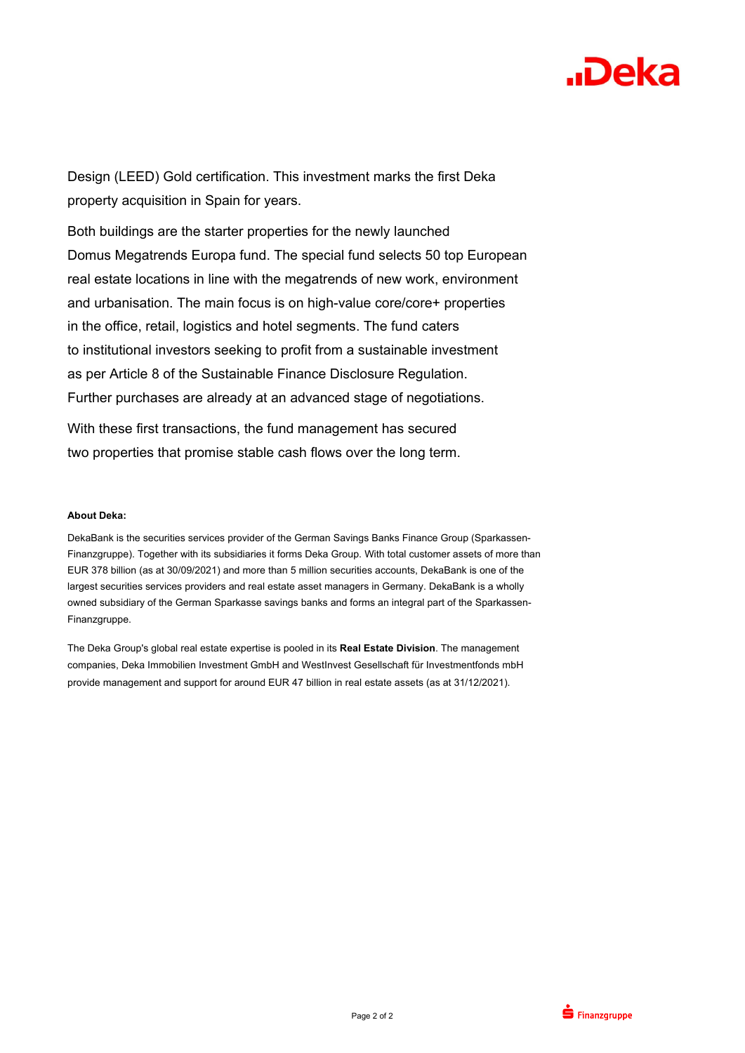Design (LEED) Gold certification. This investment marks the first Deka property acquisition in Spain for years.

Both buildings are the starter properties for the newly launched Domus Megatrends Europa fund. The special fund selects 50 top European real estate locations in line with the megatrends of new work, environment and urbanisation. The main focus is on high-value core/core+ properties in the office, retail, logistics and hotel segments. The fund caters to institutional investors seeking to profit from a sustainable investment as per Article 8 of the Sustainable Finance Disclosure Regulation. Further purchases are already at an advanced stage of negotiations.

With these first transactions, the fund management has secured two properties that promise stable cash flows over the long term.

**About Deka:**

DekaBank is the securities services provider of the German Savings Banks Finance Group (Sparkassen-Finanzgruppe). Together with its subsidiaries it forms Deka Group. With total customer assets of more than EUR 378 billion (as at 30/09/2021) and more than 5 million securities accounts, DekaBank is one of the largest securities services providers and real estate asset managers in Germany. DekaBank is a wholly owned subsidiary of the German Sparkasse savings banks and forms an integral part of the Sparkassen-Finanzgruppe.

The Deka Group's global real estate expertise is pooled in its **Real Estate Division**. The management companies, Deka Immobilien Investment GmbH and WestInvest Gesellschaft für Investmentfonds mbH provide management and support for around EUR 47 billion in real estate assets (as at 31/12/2021).